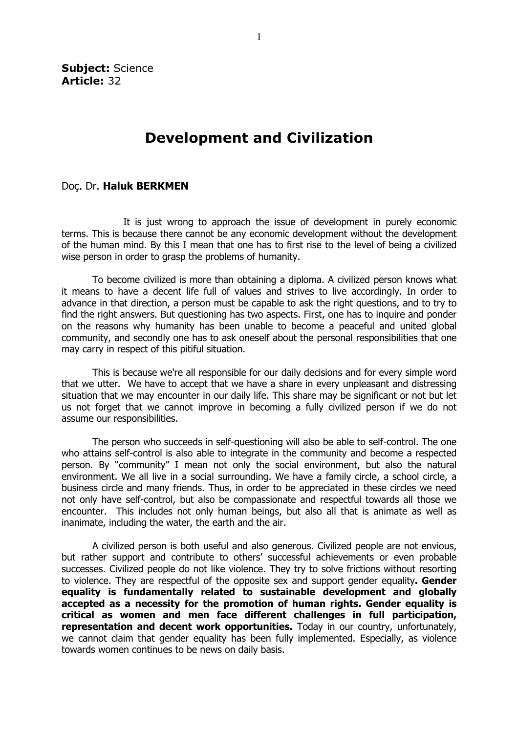**Subject:** Science
**Article:** 32

# Development and Civilization

Doç. Dr. **Haluk BERKMEN**

It is just wrong to approach the issue of development in purely economic terms. This is because there cannot be any economic development without the development of the human mind. By this I mean that one has to first rise to the level of being a civilized wise person in order to grasp the problems of humanity.

To become civilized is more than obtaining a diploma. A civilized person knows what it means to have a decent life full of values and strives to live accordingly. In order to advance in that direction, a person must be capable to ask the right questions, and to try to find the right answers. But questioning has two aspects. First, one has to inquire and ponder on the reasons why humanity has been unable to become a peaceful and united global community, and secondly one has to ask oneself about the personal responsibilities that one may carry in respect of this pitiful situation.

This is because we're all responsible for our daily decisions and for every simple word that we utter. We have to accept that we have a share in every unpleasant and distressing situation that we may encounter in our daily life. This share may be significant or not but let us not forget that we cannot improve in becoming a fully civilized person if we do not assume our responsibilities.

The person who succeeds in self-questioning will also be able to self-control. The one who attains self-control is also able to integrate in the community and become a respected person. By "community" I mean not only the social environment, but also the natural environment. We all live in a social surrounding. We have a family circle, a school circle, a business circle and many friends. Thus, in order to be appreciated in these circles we need not only have self-control, but also be compassionate and respectful towards all those we encounter. This includes not only human beings, but also all that is animate as well as inanimate, including the water, the earth and the air.

A civilized person is both useful and also generous. Civilized people are not envious, but rather support and contribute to others' successful achievements or even probable successes. Civilized people do not like violence. They try to solve frictions without resorting to violence. They are respectful of the opposite sex and support gender equality**. Gender equality is fundamentally related to sustainable development and globally accepted as a necessity for the promotion of human rights. Gender equality is critical as women and men face different challenges in full participation, representation and decent work opportunities.** Today in our country, unfortunately, we cannot claim that gender equality has been fully implemented. Especially, as violence towards women continues to be news on daily basis.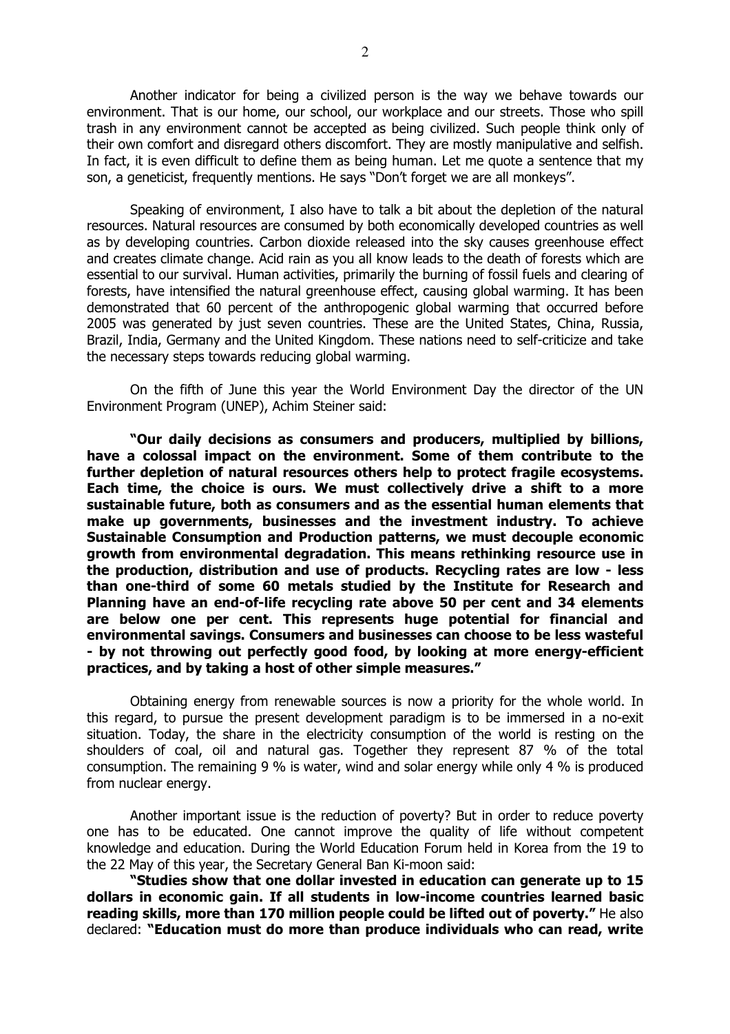Another indicator for being a civilized person is the way we behave towards our environment. That is our home, our school, our workplace and our streets. Those who spill trash in any environment cannot be accepted as being civilized. Such people think only of their own comfort and disregard others discomfort. They are mostly manipulative and selfish. In fact, it is even difficult to define them as being human. Let me quote a sentence that my son, a geneticist, frequently mentions. He says "Don't forget we are all monkeys".

Speaking of environment, I also have to talk a bit about the depletion of the natural resources. Natural resources are consumed by both economically developed countries as well as by developing countries. Carbon dioxide released into the sky causes greenhouse effect and creates climate change. Acid rain as you all know leads to the death of forests which are essential to our survival. Human activities, primarily the burning of fossil fuels and clearing of forests, have intensified the natural greenhouse effect, causing global warming. It has been demonstrated that 60 percent of the anthropogenic global warming that occurred before 2005 was generated by just seven countries. These are the United States, China, Russia, Brazil, India, Germany and the United Kingdom. These nations need to self-criticize and take the necessary steps towards reducing global warming.

On the fifth of June this year the World Environment Day the director of the UN Environment Program (UNEP), Achim Steiner said:

**"Our daily decisions as consumers and producers, multiplied by billions, have a colossal impact on the environment. Some of them contribute to the further depletion of natural resources others help to protect fragile ecosystems. Each time, the choice is ours. We must collectively drive a shift to a more sustainable future, both as consumers and as the essential human elements that make up governments, businesses and the investment industry. To achieve Sustainable Consumption and Production patterns, we must decouple economic growth from environmental degradation. This means rethinking resource use in the production, distribution and use of products. Recycling rates are low - less than one-third of some 60 metals studied by the Institute for Research and Planning have an end-of-life recycling rate above 50 per cent and 34 elements are below one per cent. This represents huge potential for financial and environmental savings. Consumers and businesses can choose to be less wasteful - by not throwing out perfectly good food, by looking at more energy-efficient practices, and by taking a host of other simple measures."**

Obtaining energy from renewable sources is now a priority for the whole world. In this regard, to pursue the present development paradigm is to be immersed in a no-exit situation. Today, the share in the electricity consumption of the world is resting on the shoulders of coal, oil and natural gas. Together they represent 87 % of the total consumption. The remaining 9 % is water, wind and solar energy while only 4 % is produced from nuclear energy.

Another important issue is the reduction of poverty? But in order to reduce poverty one has to be educated. One cannot improve the quality of life without competent knowledge and education. During the World Education Forum held in Korea from the 19 to the 22 May of this year, the Secretary General Ban Ki-moon said:

**"Studies show that one dollar invested in education can generate up to 15 dollars in economic gain. If all students in low-income countries learned basic reading skills, more than 170 million people could be lifted out of poverty."** He also declared: **"Education must do more than produce individuals who can read, write**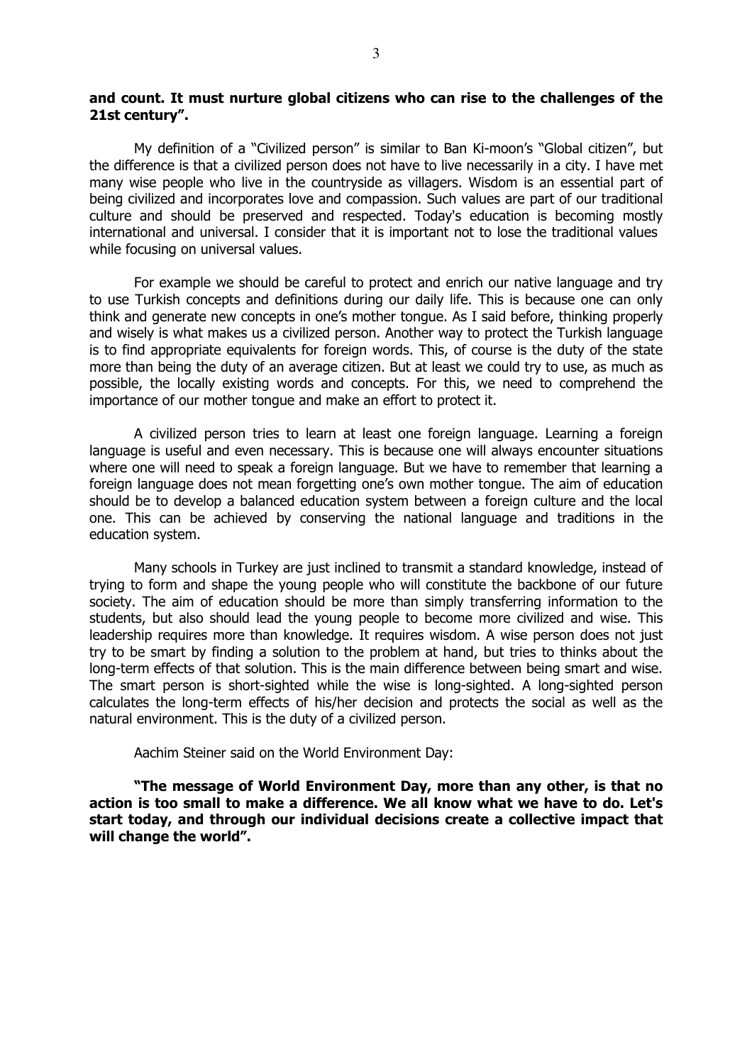**and count. It must nurture global citizens who can rise to the challenges of the 21st century".**

My definition of a "Civilized person" is similar to Ban Ki-moon's "Global citizen", but the difference is that a civilized person does not have to live necessarily in a city. I have met many wise people who live in the countryside as villagers. Wisdom is an essential part of being civilized and incorporates love and compassion. Such values are part of our traditional culture and should be preserved and respected. Today's education is becoming mostly international and universal. I consider that it is important not to lose the traditional values while focusing on universal values.

For example we should be careful to protect and enrich our native language and try to use Turkish concepts and definitions during our daily life. This is because one can only think and generate new concepts in one's mother tongue. As I said before, thinking properly and wisely is what makes us a civilized person. Another way to protect the Turkish language is to find appropriate equivalents for foreign words. This, of course is the duty of the state more than being the duty of an average citizen. But at least we could try to use, as much as possible, the locally existing words and concepts. For this, we need to comprehend the importance of our mother tongue and make an effort to protect it.

A civilized person tries to learn at least one foreign language. Learning a foreign language is useful and even necessary. This is because one will always encounter situations where one will need to speak a foreign language. But we have to remember that learning a foreign language does not mean forgetting one's own mother tongue. The aim of education should be to develop a balanced education system between a foreign culture and the local one. This can be achieved by conserving the national language and traditions in the education system.

Many schools in Turkey are just inclined to transmit a standard knowledge, instead of trying to form and shape the young people who will constitute the backbone of our future society. The aim of education should be more than simply transferring information to the students, but also should lead the young people to become more civilized and wise. This leadership requires more than knowledge. It requires wisdom. A wise person does not just try to be smart by finding a solution to the problem at hand, but tries to thinks about the long-term effects of that solution. This is the main difference between being smart and wise. The smart person is short-sighted while the wise is long-sighted. A long-sighted person calculates the long-term effects of his/her decision and protects the social as well as the natural environment. This is the duty of a civilized person.

Aachim Steiner said on the World Environment Day:

**"The message of World Environment Day, more than any other, is that no action is too small to make a difference. We all know what we have to do. Let's start today, and through our individual decisions create a collective impact that will change the world".**